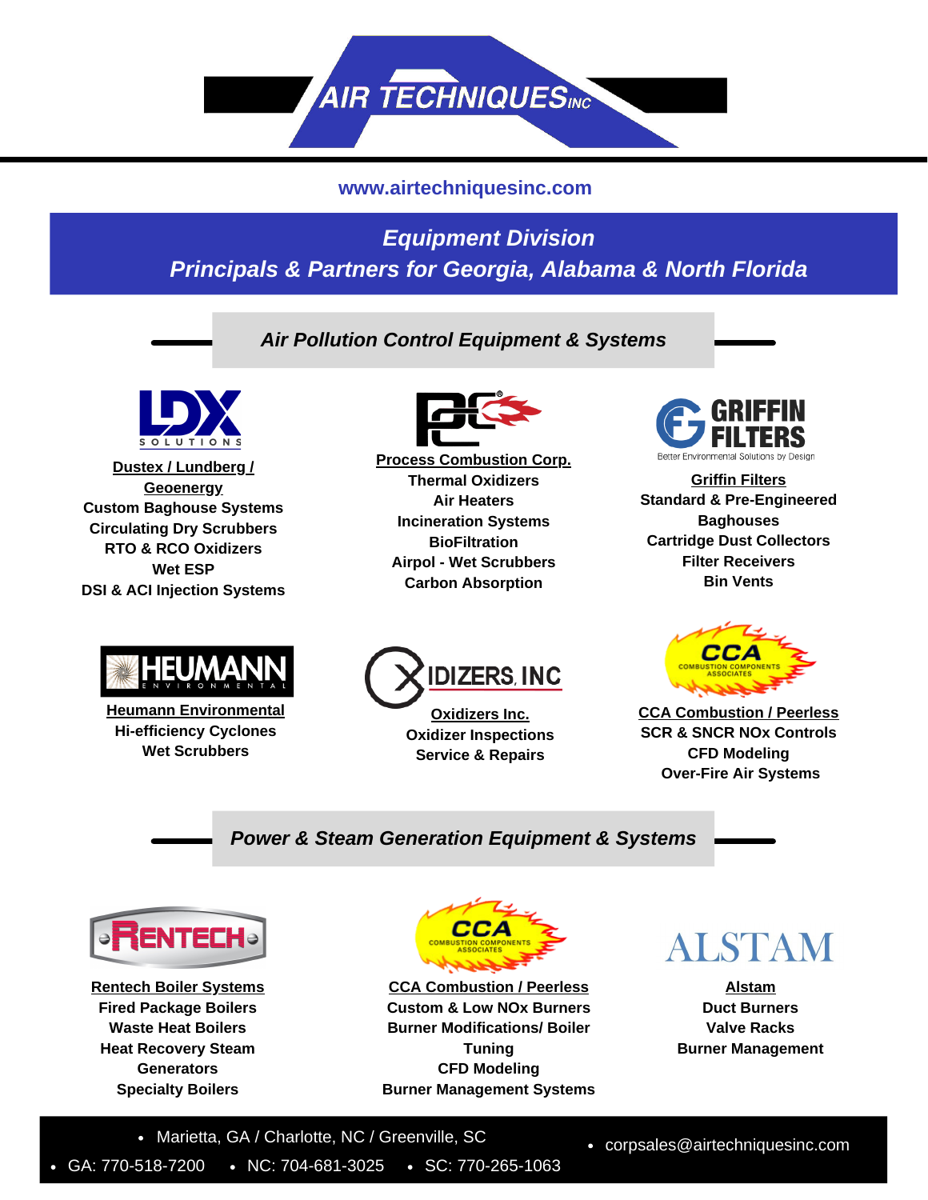# AIR TECHNIQUES INC

www.airtechniquesinc.com

## *Equipment Division*
## *Principals & Partners for Georgia, Alabama & North Florida*

### *Air Pollution Control Equipment & Systems*

**Dustex / Lundberg / Geoenergy**
- Custom Baghouse Systems
- Circulating Dry Scrubbers
- RTO & RCO Oxidizers
- Wet ESP
- DSI & ACI Injection Systems

**Process Combustion Corp.**
- Thermal Oxidizers
- Air Heaters
- Incineration Systems
- BioFiltration
- Airpol - Wet Scrubbers
- Carbon Absorption

**Griffin Filters**
- Standard & Pre-Engineered Baghouses
- Cartridge Dust Collectors
- Filter Receivers
- Bin Vents

**Heumann Environmental**
- Hi-efficiency Cyclones
- Wet Scrubbers

**Oxidizers Inc.**
- Oxidizer Inspections
- Service & Repairs

**CCA Combustion / Peerless**
- SCR & SNCR NOx Controls
- CFD Modeling
- Over-Fire Air Systems

### *Power & Steam Generation Equipment & Systems*

**Rentech Boiler Systems**
- Fired Package Boilers
- Waste Heat Boilers
- Heat Recovery Steam Generators
- Specialty Boilers

**CCA Combustion / Peerless**
- Custom & Low NOx Burners
- Burner Modifications/ Boiler Tuning
- CFD Modeling
- Burner Management Systems

**Alstam**
- Duct Burners
- Valve Racks
- Burner Management

---

- Marietta, GA / Charlotte, NC / Greenville, SC
- GA: 770-518-7200
- NC: 704-681-3025
- SC: 770-265-1063
- corpsales@airtechniquesinc.com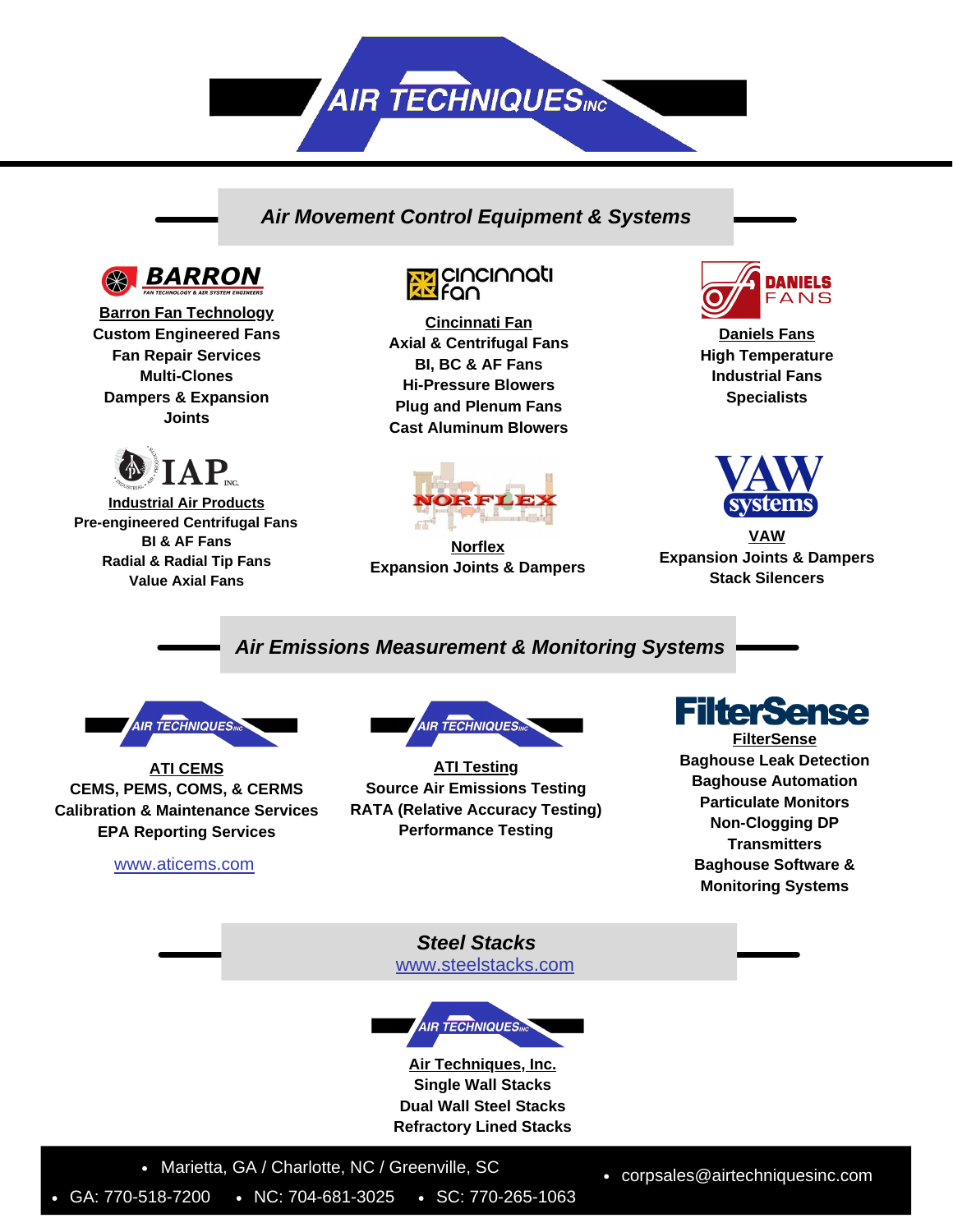# AIR TECHNIQUES INC

## Air Movement Control Equipment & Systems

**BARRON**

**Barron Fan Technology**
**Custom Engineered Fans**
**Fan Repair Services**
**Multi-Clones**
**Dampers & Expansion Joints**

**Cincinnati Fan**
**Axial & Centrifugal Fans**
**BI, BC & AF Fans**
**Hi-Pressure Blowers**
**Plug and Plenum Fans**
**Cast Aluminum Blowers**

**Daniels Fans**
**High Temperature Industrial Fans Specialists**

**Industrial Air Products**
**Pre-engineered Centrifugal Fans**
**BI & AF Fans**
**Radial & Radial Tip Fans**
**Value Axial Fans**

**Norflex**
**Expansion Joints & Dampers**

**VAW**
**Expansion Joints & Dampers**
**Stack Silencers**

## Air Emissions Measurement & Monitoring Systems

**ATI CEMS**
**CEMS, PEMS, COMS, & CERMS**
**Calibration & Maintenance Services**
**EPA Reporting Services**

www.aticems.com

**ATI Testing**
**Source Air Emissions Testing**
**RATA (Relative Accuracy Testing)**
**Performance Testing**

**FilterSense**
**Baghouse Leak Detection**
**Baghouse Automation**
**Particulate Monitors**
**Non-Clogging DP Transmitters**
**Baghouse Software & Monitoring Systems**

## Steel Stacks

www.steelstacks.com

**Air Techniques, Inc.**
**Single Wall Stacks**
**Dual Wall Steel Stacks**
**Refractory Lined Stacks**

- Marietta, GA / Charlotte, NC / Greenville, SC
- corpsales@airtechniquesinc.com
- GA: 770-518-7200
- NC: 704-681-3025
- SC: 770-265-1063